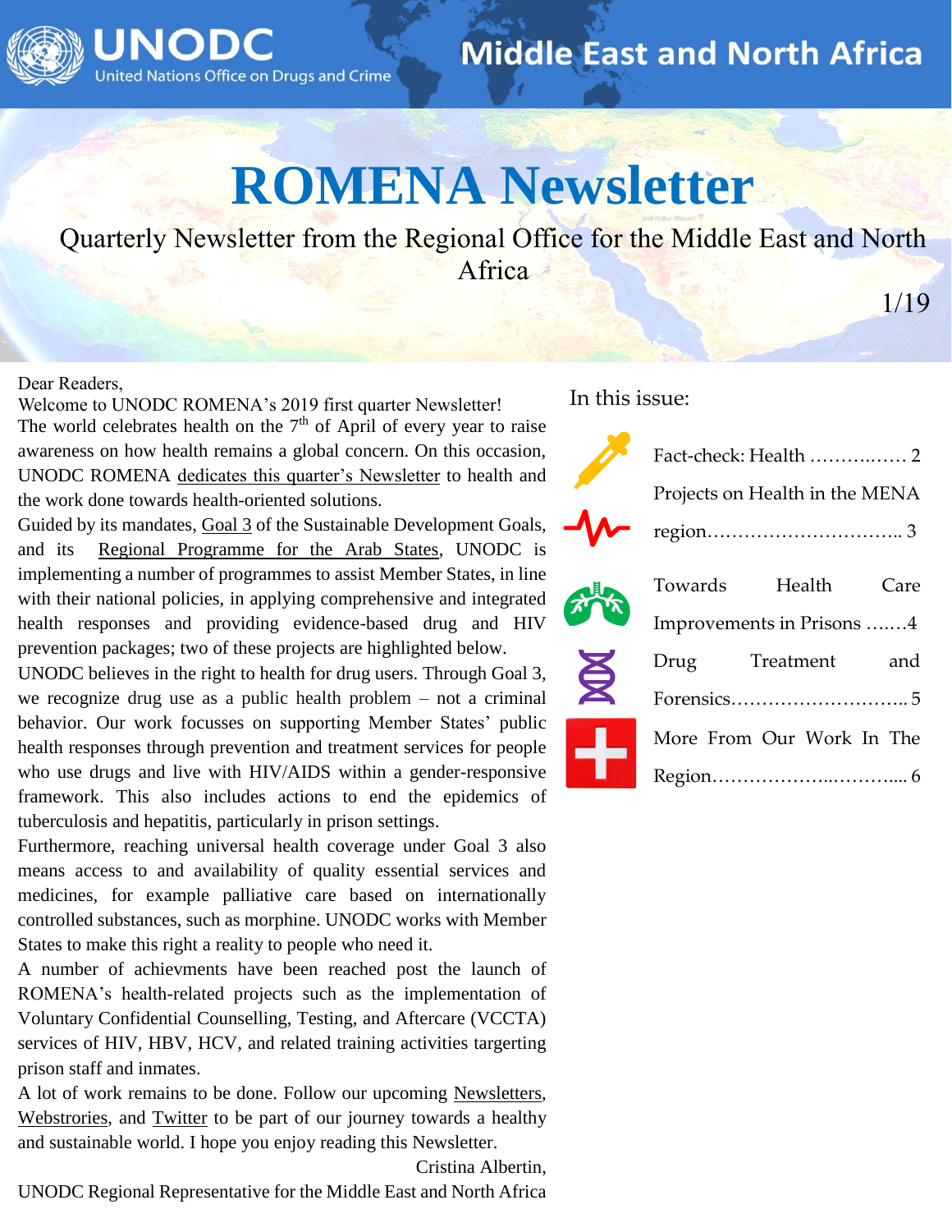UNODC
United Nations Office on Drugs and Crime

Middle East and North Africa

# ROMENA Newsletter

Quarterly Newsletter from the Regional Office for the Middle East and North Africa

1/19

Dear Readers,

Welcome to UNODC ROMENA's 2019 first quarter Newsletter!

The world celebrates health on the 7th of April of every year to raise awareness on how health remains a global concern. On this occasion, UNODC ROMENA dedicates this quarter's Newsletter to health and the work done towards health-oriented solutions.

Guided by its mandates, Goal 3 of the Sustainable Development Goals, and its Regional Programme for the Arab States, UNODC is implementing a number of programmes to assist Member States, in line with their national policies, in applying comprehensive and integrated health responses and providing evidence-based drug and HIV prevention packages; two of these projects are highlighted below.

UNODC believes in the right to health for drug users. Through Goal 3, we recognize drug use as a public health problem – not a criminal behavior. Our work focusses on supporting Member States' public health responses through prevention and treatment services for people who use drugs and live with HIV/AIDS within a gender-responsive framework. This also includes actions to end the epidemics of tuberculosis and hepatitis, particularly in prison settings.

Furthermore, reaching universal health coverage under Goal 3 also means access to and availability of quality essential services and medicines, for example palliative care based on internationally controlled substances, such as morphine. UNODC works with Member States to make this right a reality to people who need it.

A number of achievments have been reached post the launch of ROMENA's health-related projects such as the implementation of Voluntary Confidential Counselling, Testing, and Aftercare (VCCTA) services of HIV, HBV, HCV, and related training activities targerting prison staff and inmates.

A lot of work remains to be done. Follow our upcoming Newsletters, Webstrories, and Twitter to be part of our journey towards a healthy and sustainable world. I hope you enjoy reading this Newsletter.

Cristina Albertin,

UNODC Regional Representative for the Middle East and North Africa

In this issue:

- Fact-check: Health ……….…… 2
- Projects on Health in the MENA region………………………….. 3
- Towards Health Care Improvements in Prisons ….….4
- Drug Treatment and Forensics……………………….. 5
- More From Our Work In The Region……………...………... 6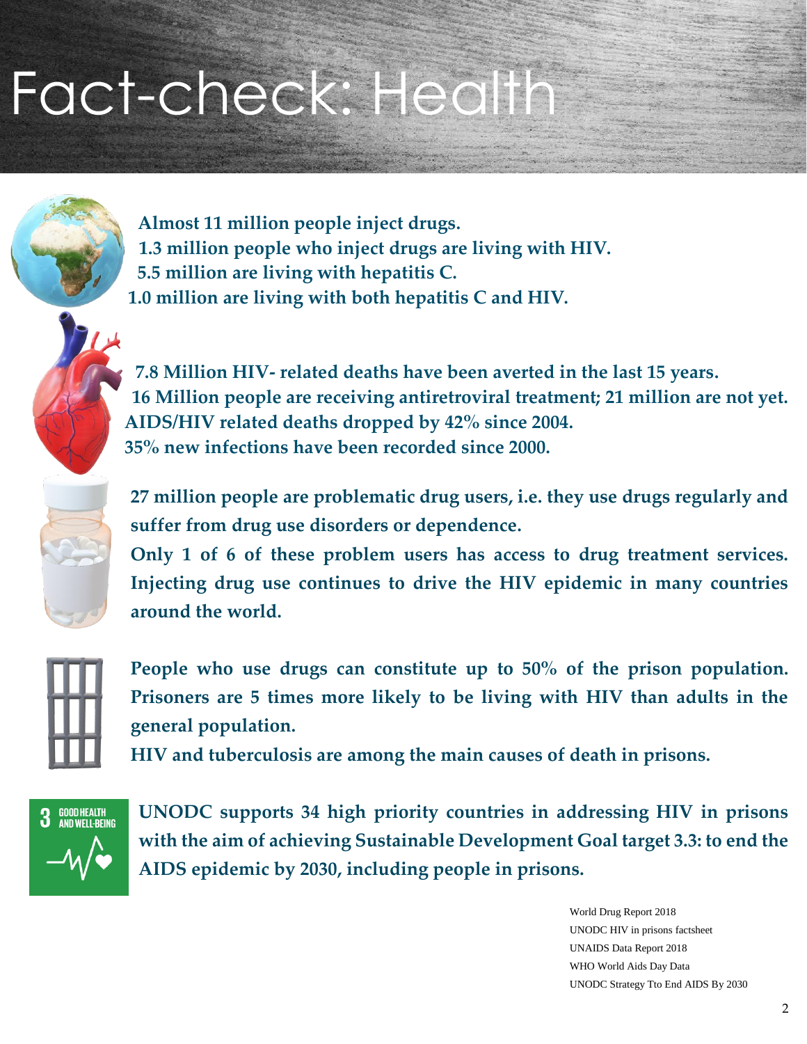# Fact-check: Health

**Almost 11 million people inject drugs.**
**1.3 million people who inject drugs are living with HIV.**
**5.5 million are living with hepatitis C.**
**1.0 million are living with both hepatitis C and HIV.**

**7.8 Million HIV- related deaths have been averted in the last 15 years.**
**16 Million people are receiving antiretroviral treatment; 21 million are not yet.**
**AIDS/HIV related deaths dropped by 42% since 2004.**
**35% new infections have been recorded since 2000.**

**27 million people are problematic drug users, i.e. they use drugs regularly and suffer from drug use disorders or dependence.**
**Only 1 of 6 of these problem users has access to drug treatment services. Injecting drug use continues to drive the HIV epidemic in many countries around the world.**

**People who use drugs can constitute up to 50% of the prison population. Prisoners are 5 times more likely to be living with HIV than adults in the general population.**
**HIV and tuberculosis are among the main causes of death in prisons.**

3 GOOD HEALTH AND WELL-BEING

**UNODC supports 34 high priority countries in addressing HIV in prisons with the aim of achieving Sustainable Development Goal target 3.3: to end the AIDS epidemic by 2030, including people in prisons.**

World Drug Report 2018
UNODC HIV in prisons factsheet
UNAIDS Data Report 2018
WHO World Aids Day Data
UNODC Strategy Tto End AIDS By 2030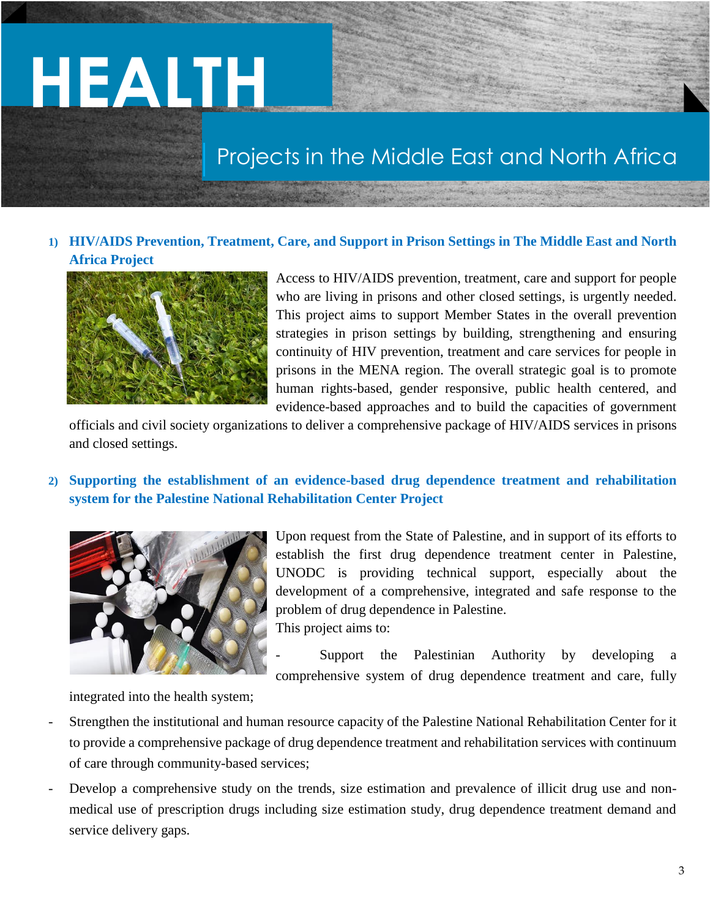# HEALTH

## Projects in the Middle East and North Africa

### 1) HIV/AIDS Prevention, Treatment, Care, and Support in Prison Settings in The Middle East and North Africa Project

Access to HIV/AIDS prevention, treatment, care and support for people who are living in prisons and other closed settings, is urgently needed. This project aims to support Member States in the overall prevention strategies in prison settings by building, strengthening and ensuring continuity of HIV prevention, treatment and care services for people in prisons in the MENA region. The overall strategic goal is to promote human rights-based, gender responsive, public health centered, and evidence-based approaches and to build the capacities of government officials and civil society organizations to deliver a comprehensive package of HIV/AIDS services in prisons and closed settings.

### 2) Supporting the establishment of an evidence-based drug dependence treatment and rehabilitation system for the Palestine National Rehabilitation Center Project

Upon request from the State of Palestine, and in support of its efforts to establish the first drug dependence treatment center in Palestine, UNODC is providing technical support, especially about the development of a comprehensive, integrated and safe response to the problem of drug dependence in Palestine.

This project aims to:

- Support the Palestinian Authority by developing a comprehensive system of drug dependence treatment and care, fully integrated into the health system;
- Strengthen the institutional and human resource capacity of the Palestine National Rehabilitation Center for it to provide a comprehensive package of drug dependence treatment and rehabilitation services with continuum of care through community-based services;
- Develop a comprehensive study on the trends, size estimation and prevalence of illicit drug use and non-medical use of prescription drugs including size estimation study, drug dependence treatment demand and service delivery gaps.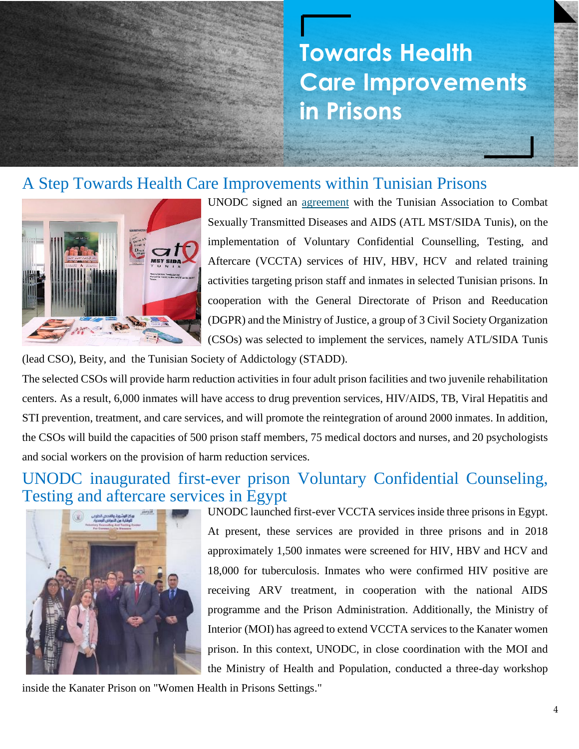# Towards Health Care Improvements in Prisons

## A Step Towards Health Care Improvements within Tunisian Prisons

UNODC signed an agreement with the Tunisian Association to Combat Sexually Transmitted Diseases and AIDS (ATL MST/SIDA Tunis), on the implementation of Voluntary Confidential Counselling, Testing, and Aftercare (VCCTA) services of HIV, HBV, HCV and related training activities targeting prison staff and inmates in selected Tunisian prisons. In cooperation with the General Directorate of Prison and Reeducation (DGPR) and the Ministry of Justice, a group of 3 Civil Society Organization (CSOs) was selected to implement the services, namely ATL/SIDA Tunis (lead CSO), Beity, and the Tunisian Society of Addictology (STADD).

The selected CSOs will provide harm reduction activities in four adult prison facilities and two juvenile rehabilitation centers. As a result, 6,000 inmates will have access to drug prevention services, HIV/AIDS, TB, Viral Hepatitis and STI prevention, treatment, and care services, and will promote the reintegration of around 2000 inmates. In addition, the CSOs will build the capacities of 500 prison staff members, 75 medical doctors and nurses, and 20 psychologists and social workers on the provision of harm reduction services.

## UNODC inaugurated first-ever prison Voluntary Confidential Counseling, Testing and aftercare services in Egypt

UNODC launched first-ever VCCTA services inside three prisons in Egypt. At present, these services are provided in three prisons and in 2018 approximately 1,500 inmates were screened for HIV, HBV and HCV and 18,000 for tuberculosis. Inmates who were confirmed HIV positive are receiving ARV treatment, in cooperation with the national AIDS programme and the Prison Administration. Additionally, the Ministry of Interior (MOI) has agreed to extend VCCTA services to the Kanater women prison. In this context, UNODC, in close coordination with the MOI and the Ministry of Health and Population, conducted a three-day workshop inside the Kanater Prison on "Women Health in Prisons Settings."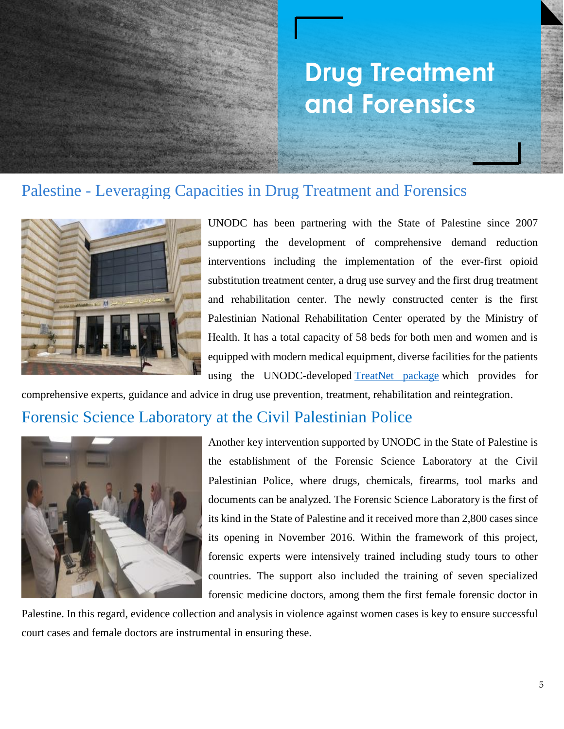# Drug Treatment and Forensics

## Palestine - Leveraging Capacities in Drug Treatment and Forensics

UNODC has been partnering with the State of Palestine since 2007 supporting the development of comprehensive demand reduction interventions including the implementation of the ever-first opioid substitution treatment center, a drug use survey and the first drug treatment and rehabilitation center. The newly constructed center is the first Palestinian National Rehabilitation Center operated by the Ministry of Health. It has a total capacity of 58 beds for both men and women and is equipped with modern medical equipment, diverse facilities for the patients using the UNODC-developed TreatNet package which provides for comprehensive experts, guidance and advice in drug use prevention, treatment, rehabilitation and reintegration.

## Forensic Science Laboratory at the Civil Palestinian Police

Another key intervention supported by UNODC in the State of Palestine is the establishment of the Forensic Science Laboratory at the Civil Palestinian Police, where drugs, chemicals, firearms, tool marks and documents can be analyzed. The Forensic Science Laboratory is the first of its kind in the State of Palestine and it received more than 2,800 cases since its opening in November 2016. Within the framework of this project, forensic experts were intensively trained including study tours to other countries. The support also included the training of seven specialized forensic medicine doctors, among them the first female forensic doctor in Palestine. In this regard, evidence collection and analysis in violence against women cases is key to ensure successful court cases and female doctors are instrumental in ensuring these.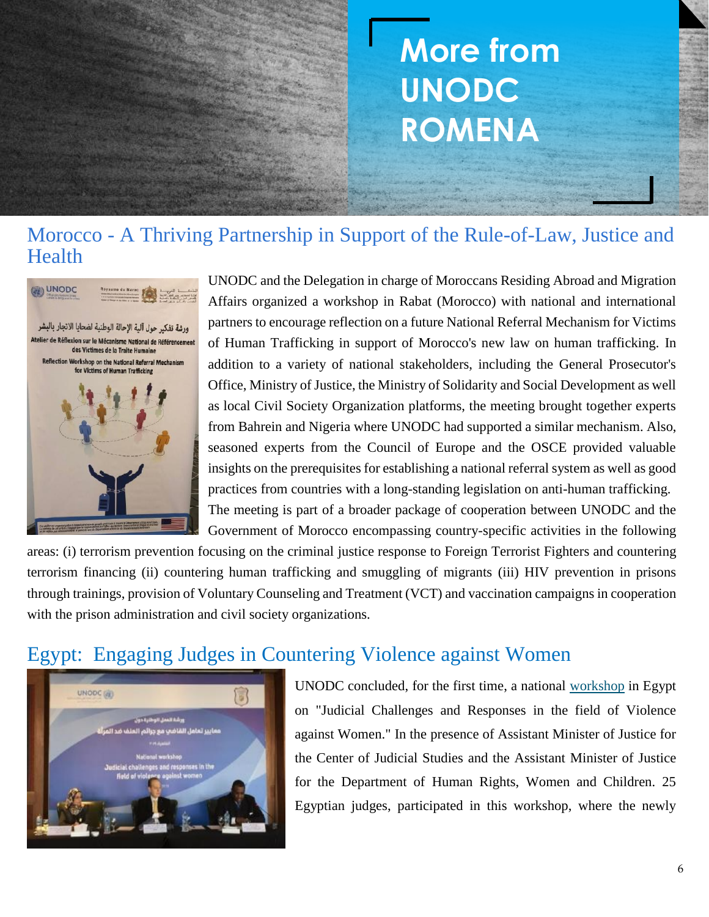# More from UNODC ROMENA

## Morocco - A Thriving Partnership in Support of the Rule-of-Law, Justice and Health

UNODC and the Delegation in charge of Moroccans Residing Abroad and Migration Affairs organized a workshop in Rabat (Morocco) with national and international partners to encourage reflection on a future National Referral Mechanism for Victims of Human Trafficking in support of Morocco's new law on human trafficking. In addition to a variety of national stakeholders, including the General Prosecutor's Office, Ministry of Justice, the Ministry of Solidarity and Social Development as well as local Civil Society Organization platforms, the meeting brought together experts from Bahrein and Nigeria where UNODC had supported a similar mechanism. Also, seasoned experts from the Council of Europe and the OSCE provided valuable insights on the prerequisites for establishing a national referral system as well as good practices from countries with a long-standing legislation on anti-human trafficking.

The meeting is part of a broader package of cooperation between UNODC and the Government of Morocco encompassing country-specific activities in the following areas: (i) terrorism prevention focusing on the criminal justice response to Foreign Terrorist Fighters and countering terrorism financing (ii) countering human trafficking and smuggling of migrants (iii) HIV prevention in prisons through trainings, provision of Voluntary Counseling and Treatment (VCT) and vaccination campaigns in cooperation with the prison administration and civil society organizations.

## Egypt: Engaging Judges in Countering Violence against Women

UNODC concluded, for the first time, a national workshop in Egypt on "Judicial Challenges and Responses in the field of Violence against Women." In the presence of Assistant Minister of Justice for the Center of Judicial Studies and the Assistant Minister of Justice for the Department of Human Rights, Women and Children. 25 Egyptian judges, participated in this workshop, where the newly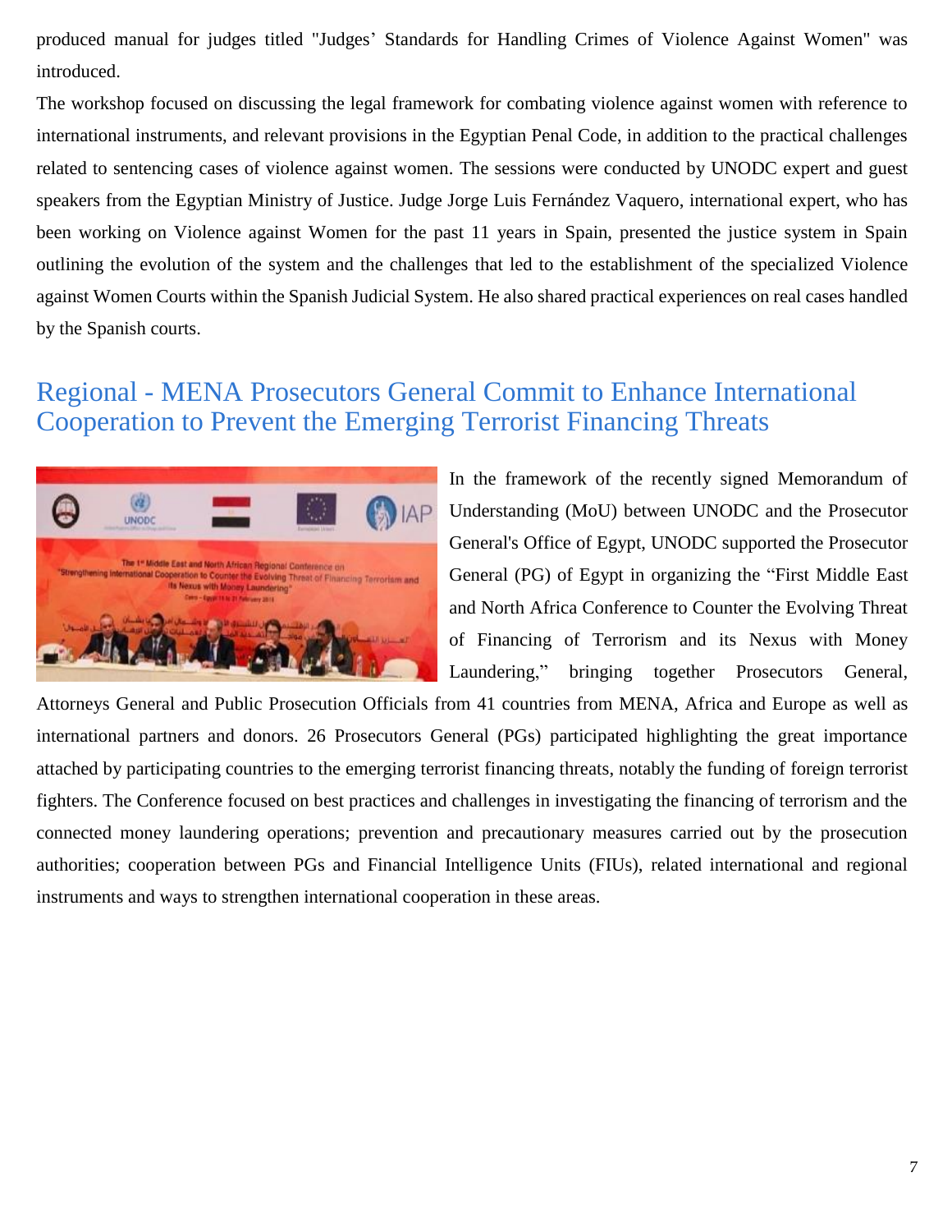produced manual for judges titled "Judges' Standards for Handling Crimes of Violence Against Women" was introduced.

The workshop focused on discussing the legal framework for combating violence against women with reference to international instruments, and relevant provisions in the Egyptian Penal Code, in addition to the practical challenges related to sentencing cases of violence against women. The sessions were conducted by UNODC expert and guest speakers from the Egyptian Ministry of Justice. Judge Jorge Luis Fernández Vaquero, international expert, who has been working on Violence against Women for the past 11 years in Spain, presented the justice system in Spain outlining the evolution of the system and the challenges that led to the establishment of the specialized Violence against Women Courts within the Spanish Judicial System. He also shared practical experiences on real cases handled by the Spanish courts.

## Regional - MENA Prosecutors General Commit to Enhance International Cooperation to Prevent the Emerging Terrorist Financing Threats

In the framework of the recently signed Memorandum of Understanding (MoU) between UNODC and the Prosecutor General's Office of Egypt, UNODC supported the Prosecutor General (PG) of Egypt in organizing the "First Middle East and North Africa Conference to Counter the Evolving Threat of Financing of Terrorism and its Nexus with Money Laundering," bringing together Prosecutors General, Attorneys General and Public Prosecution Officials from 41 countries from MENA, Africa and Europe as well as international partners and donors. 26 Prosecutors General (PGs) participated highlighting the great importance attached by participating countries to the emerging terrorist financing threats, notably the funding of foreign terrorist fighters. The Conference focused on best practices and challenges in investigating the financing of terrorism and the connected money laundering operations; prevention and precautionary measures carried out by the prosecution authorities; cooperation between PGs and Financial Intelligence Units (FIUs), related international and regional instruments and ways to strengthen international cooperation in these areas.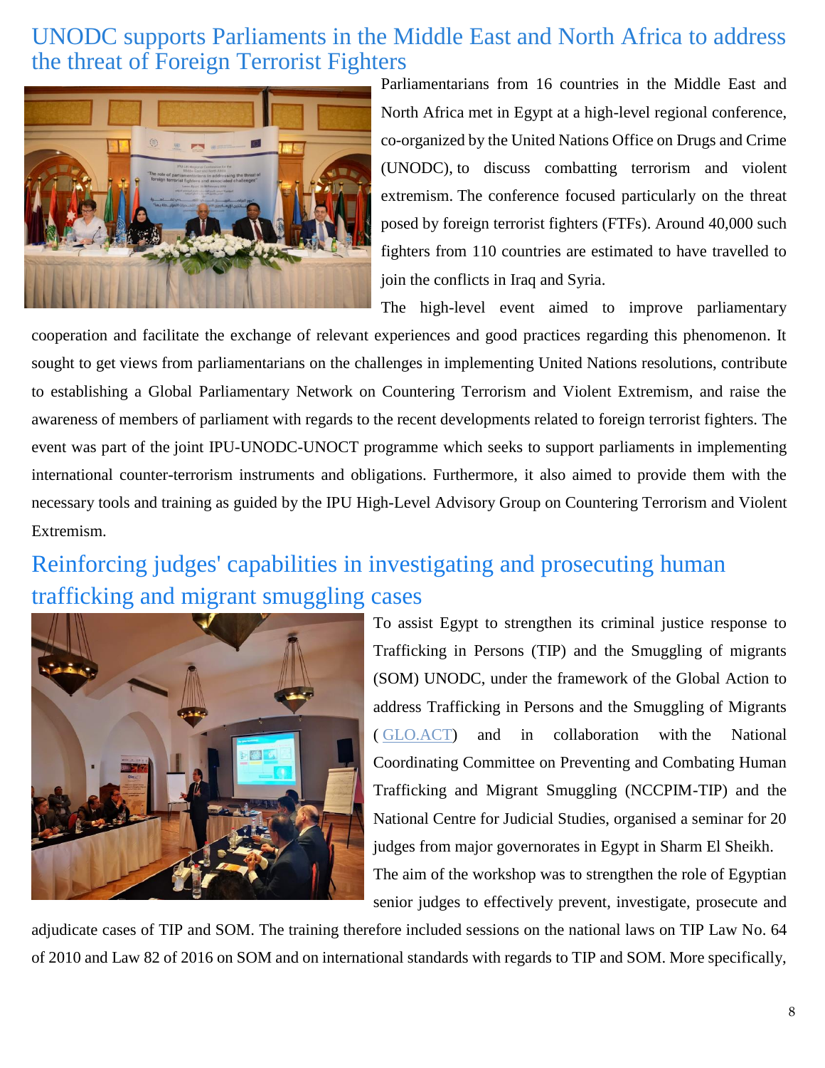## UNODC supports Parliaments in the Middle East and North Africa to address the threat of Foreign Terrorist Fighters

Parliamentarians from 16 countries in the Middle East and North Africa met in Egypt at a high-level regional conference, co-organized by the United Nations Office on Drugs and Crime (UNODC), to discuss combatting terrorism and violent extremism. The conference focused particularly on the threat posed by foreign terrorist fighters (FTFs). Around 40,000 such fighters from 110 countries are estimated to have travelled to join the conflicts in Iraq and Syria.

The high-level event aimed to improve parliamentary cooperation and facilitate the exchange of relevant experiences and good practices regarding this phenomenon. It sought to get views from parliamentarians on the challenges in implementing United Nations resolutions, contribute to establishing a Global Parliamentary Network on Countering Terrorism and Violent Extremism, and raise the awareness of members of parliament with regards to the recent developments related to foreign terrorist fighters. The event was part of the joint IPU-UNODC-UNOCT programme which seeks to support parliaments in implementing international counter-terrorism instruments and obligations. Furthermore, it also aimed to provide them with the necessary tools and training as guided by the IPU High-Level Advisory Group on Countering Terrorism and Violent Extremism.

## Reinforcing judges' capabilities in investigating and prosecuting human trafficking and migrant smuggling cases

To assist Egypt to strengthen its criminal justice response to Trafficking in Persons (TIP) and the Smuggling of migrants (SOM) UNODC, under the framework of the Global Action to address Trafficking in Persons and the Smuggling of Migrants ( GLO.ACT) and in collaboration with the National Coordinating Committee on Preventing and Combating Human Trafficking and Migrant Smuggling (NCCPIM-TIP) and the National Centre for Judicial Studies, organised a seminar for 20 judges from major governorates in Egypt in Sharm El Sheikh.

The aim of the workshop was to strengthen the role of Egyptian senior judges to effectively prevent, investigate, prosecute and adjudicate cases of TIP and SOM. The training therefore included sessions on the national laws on TIP Law No. 64 of 2010 and Law 82 of 2016 on SOM and on international standards with regards to TIP and SOM. More specifically,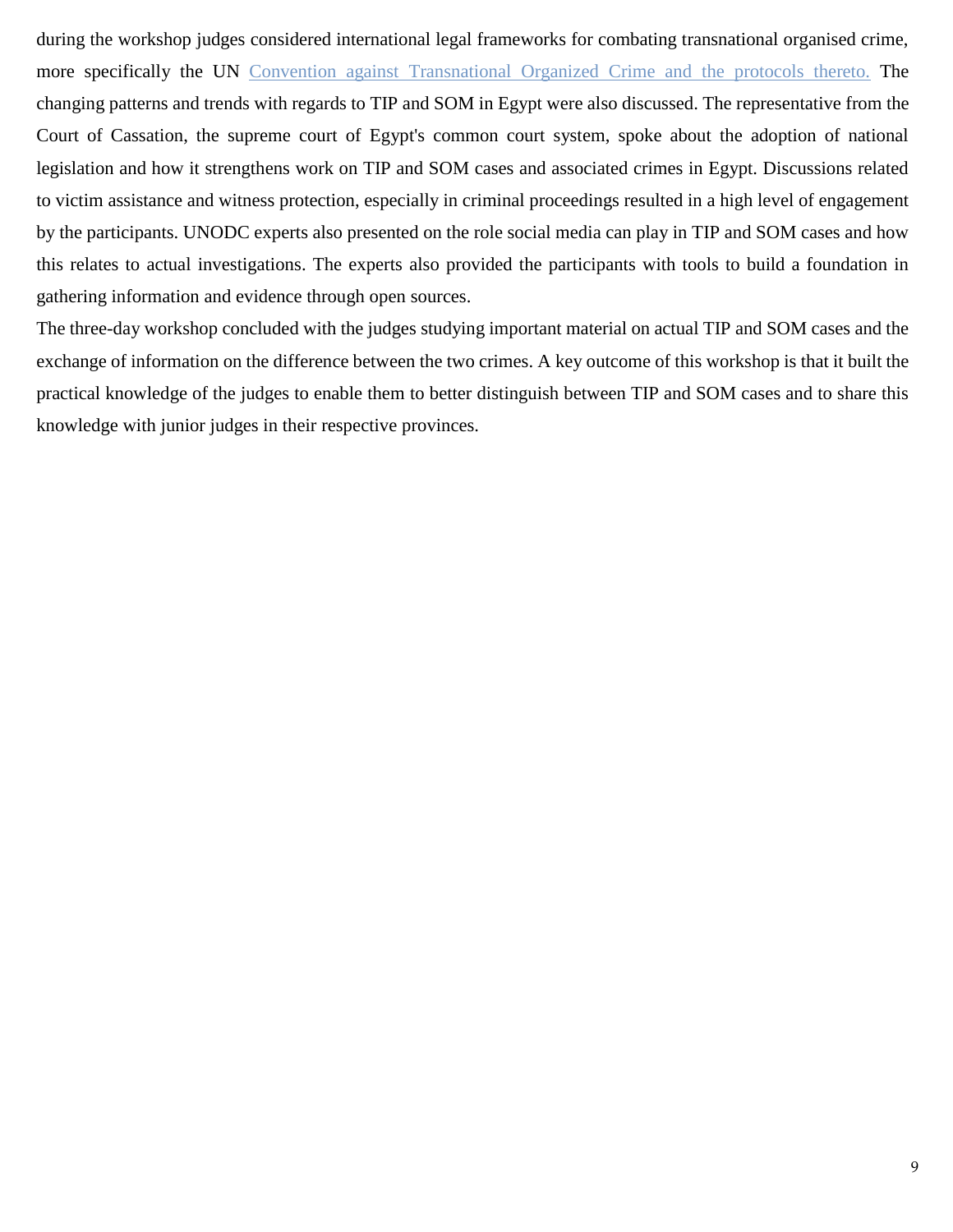during the workshop judges considered international legal frameworks for combating transnational organised crime, more specifically the UN [Convention against Transnational Organized Crime and the protocols thereto.]() The changing patterns and trends with regards to TIP and SOM in Egypt were also discussed. The representative from the Court of Cassation, the supreme court of Egypt's common court system, spoke about the adoption of national legislation and how it strengthens work on TIP and SOM cases and associated crimes in Egypt. Discussions related to victim assistance and witness protection, especially in criminal proceedings resulted in a high level of engagement by the participants. UNODC experts also presented on the role social media can play in TIP and SOM cases and how this relates to actual investigations. The experts also provided the participants with tools to build a foundation in gathering information and evidence through open sources.

The three-day workshop concluded with the judges studying important material on actual TIP and SOM cases and the exchange of information on the difference between the two crimes. A key outcome of this workshop is that it built the practical knowledge of the judges to enable them to better distinguish between TIP and SOM cases and to share this knowledge with junior judges in their respective provinces.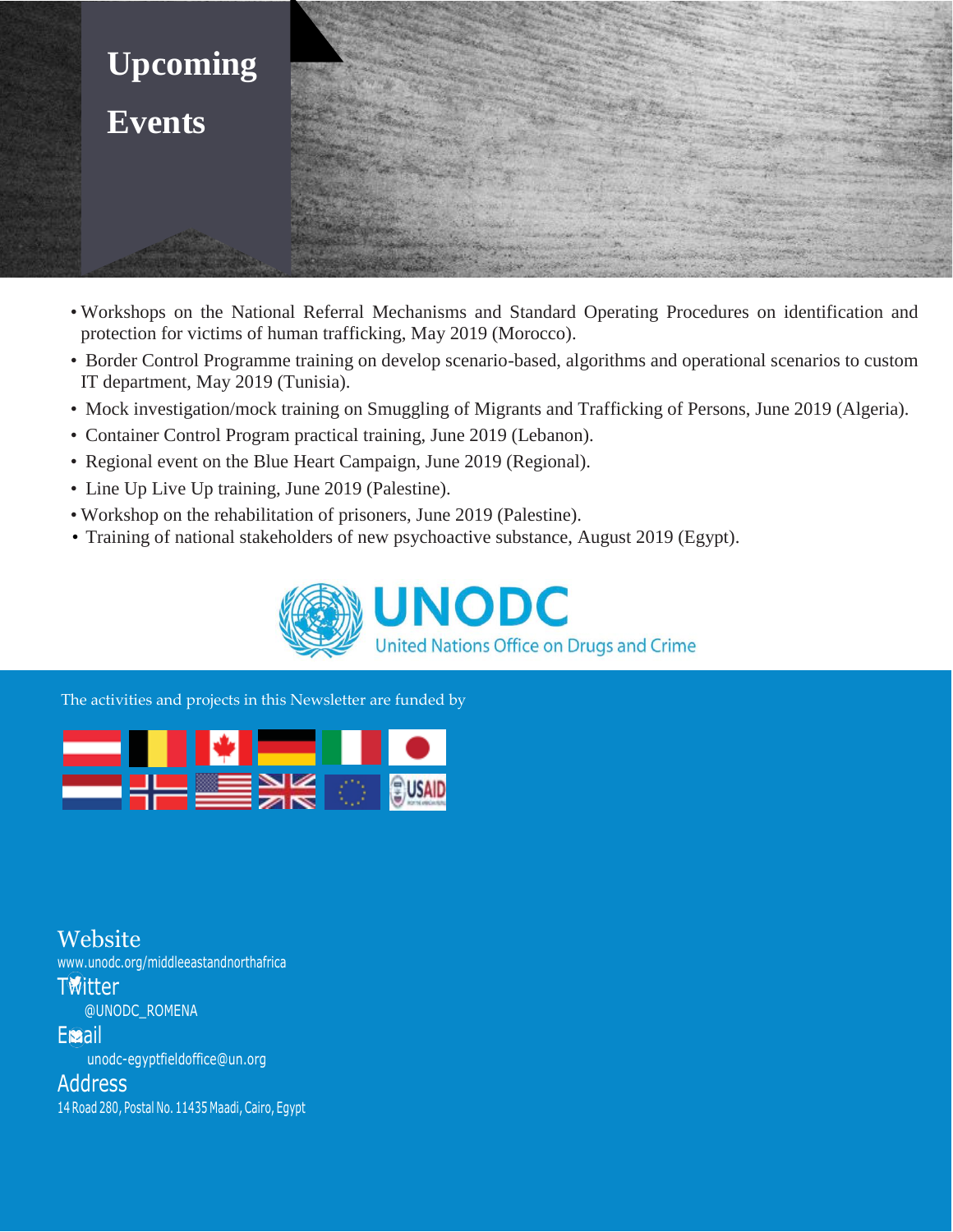# Upcoming Events

- Workshops on the National Referral Mechanisms and Standard Operating Procedures on identification and protection for victims of human trafficking, May 2019 (Morocco).
- Border Control Programme training on develop scenario-based, algorithms and operational scenarios to custom IT department, May 2019 (Tunisia).
- Mock investigation/mock training on Smuggling of Migrants and Trafficking of Persons, June 2019 (Algeria).
- Container Control Program practical training, June 2019 (Lebanon).
- Regional event on the Blue Heart Campaign, June 2019 (Regional).
- Line Up Live Up training, June 2019 (Palestine).
- Workshop on the rehabilitation of prisoners, June 2019 (Palestine).
- Training of national stakeholders of new psychoactive substance, August 2019 (Egypt).

UNODC
United Nations Office on Drugs and Crime

The activities and projects in this Newsletter are funded by

USAID

## Website
www.unodc.org/middleeastandnorthafrica

## Twitter
@UNODC_ROMENA

## Email
unodc-egyptfieldoffice@un.org

## Address
14 Road 280, Postal No. 11435 Maadi, Cairo, Egypt